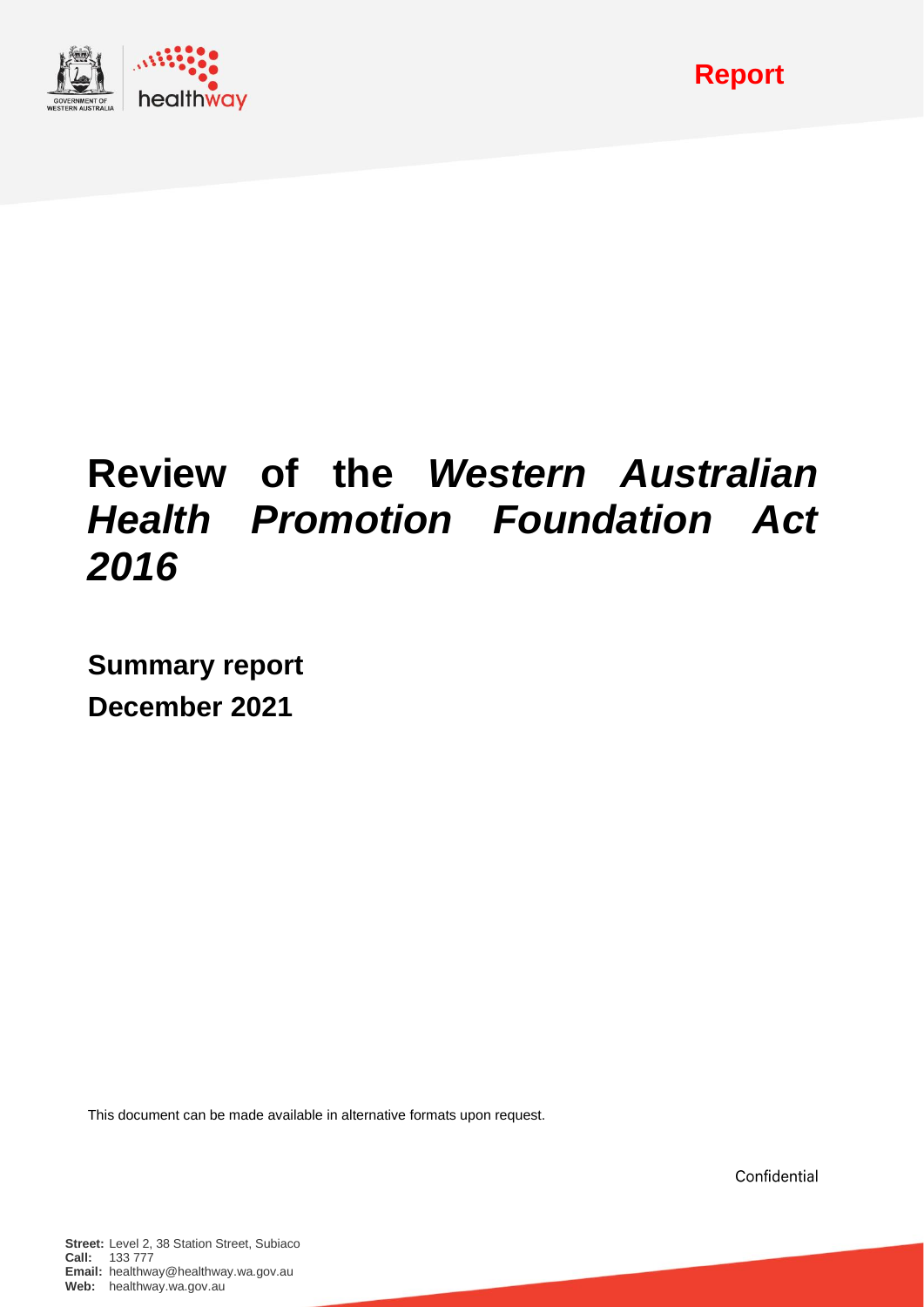Report

# Review of the *Western Australian Health Promotion Foundation Act 2016*

**Summary report**

**December 2021**

This document can be made available in alternative formats upon request.

Confidential

**Street:** Level 2, 38 Station Street, Subiaco
**Call:** 133 777
**Email:** healthway@healthway.wa.gov.au
**Web:** healthway.wa.gov.au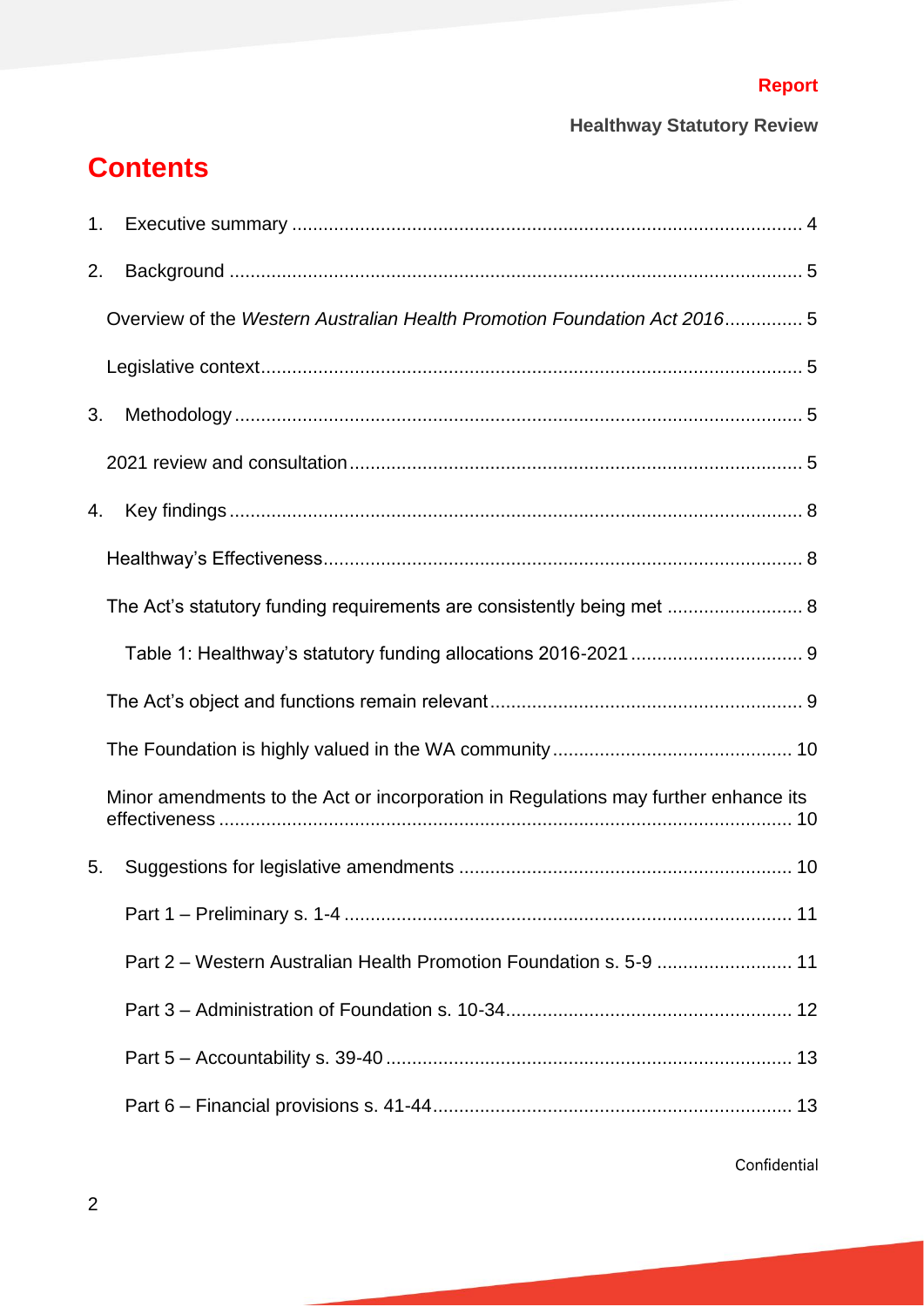# Contents

1. Executive summary ........................................................................................ 4
2. Background ................................................................................................... 5
   - Overview of the *Western Australian Health Promotion Foundation Act 2016*............... 5
   - Legislative context....................................................................................... 5
3. Methodology .................................................................................................. 5
   - 2021 review and consultation ....................................................................... 5
4. Key findings .................................................................................................... 8
   - Healthway's Effectiveness............................................................................ 8
   - The Act's statutory funding requirements are consistently being met .......................... 8
     - Table 1: Healthway's statutory funding allocations 2016-2021 ................................. 9
   - The Act's object and functions remain relevant ........................................................... 9
   - The Foundation is highly valued in the WA community ............................................. 10
   - Minor amendments to the Act or incorporation in Regulations may further enhance its effectiveness ............................................................................................................ 10
5. Suggestions for legislative amendments ............................................................... 10
   - Part 1 – Preliminary s. 1-4 ..................................................................................... 11
   - Part 2 – Western Australian Health Promotion Foundation s. 5-9 .......................... 11
   - Part 3 – Administration of Foundation s. 10-34...................................................... 12
   - Part 5 – Accountability s. 39-40 ............................................................................. 13
   - Part 6 – Financial provisions s. 41-44..................................................................... 13

Confidential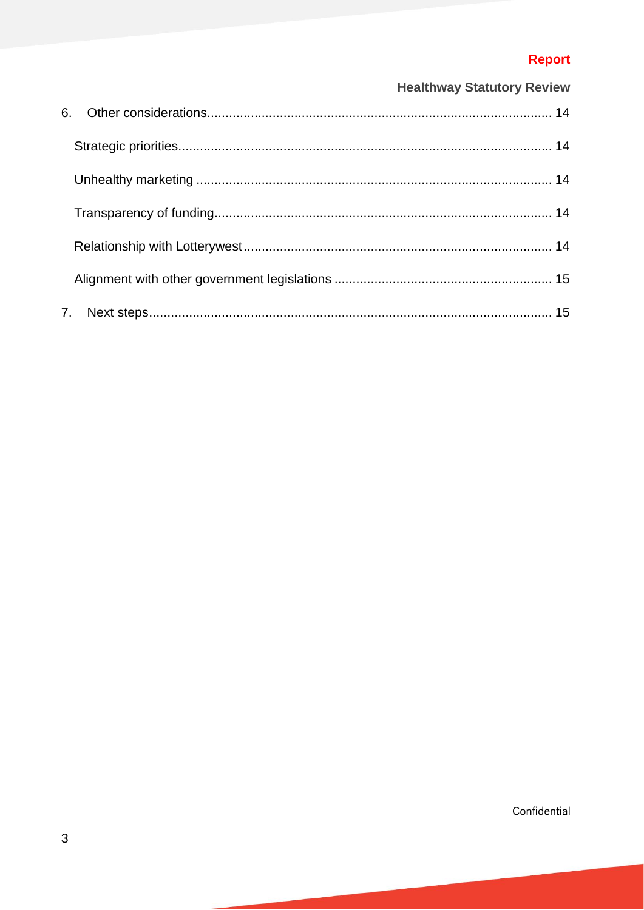6. Other considerations............................................................................................... 14

Strategic priorities....................................................................................................... 14

Unhealthy marketing .................................................................................................. 14

Transparency of funding............................................................................................. 14

Relationship with Lotterywest ..................................................................................... 14

Alignment with other government legislations ............................................................ 15

7. Next steps............................................................................................................... 15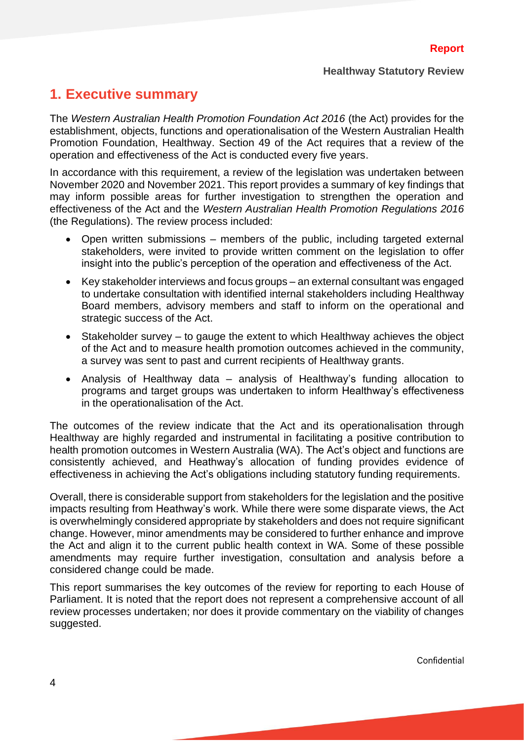# 1. Executive summary

The *Western Australian Health Promotion Foundation Act 2016* (the Act) provides for the establishment, objects, functions and operationalisation of the Western Australian Health Promotion Foundation, Healthway. Section 49 of the Act requires that a review of the operation and effectiveness of the Act is conducted every five years.

In accordance with this requirement, a review of the legislation was undertaken between November 2020 and November 2021. This report provides a summary of key findings that may inform possible areas for further investigation to strengthen the operation and effectiveness of the Act and the *Western Australian Health Promotion Regulations 2016* (the Regulations). The review process included:

- Open written submissions – members of the public, including targeted external stakeholders, were invited to provide written comment on the legislation to offer insight into the public's perception of the operation and effectiveness of the Act.
- Key stakeholder interviews and focus groups – an external consultant was engaged to undertake consultation with identified internal stakeholders including Healthway Board members, advisory members and staff to inform on the operational and strategic success of the Act.
- Stakeholder survey – to gauge the extent to which Healthway achieves the object of the Act and to measure health promotion outcomes achieved in the community, a survey was sent to past and current recipients of Healthway grants.
- Analysis of Healthway data – analysis of Healthway's funding allocation to programs and target groups was undertaken to inform Healthway's effectiveness in the operationalisation of the Act.

The outcomes of the review indicate that the Act and its operationalisation through Healthway are highly regarded and instrumental in facilitating a positive contribution to health promotion outcomes in Western Australia (WA). The Act's object and functions are consistently achieved, and Heathway's allocation of funding provides evidence of effectiveness in achieving the Act's obligations including statutory funding requirements.

Overall, there is considerable support from stakeholders for the legislation and the positive impacts resulting from Heathway's work. While there were some disparate views, the Act is overwhelmingly considered appropriate by stakeholders and does not require significant change. However, minor amendments may be considered to further enhance and improve the Act and align it to the current public health context in WA. Some of these possible amendments may require further investigation, consultation and analysis before a considered change could be made.

This report summarises the key outcomes of the review for reporting to each House of Parliament. It is noted that the report does not represent a comprehensive account of all review processes undertaken; nor does it provide commentary on the viability of changes suggested.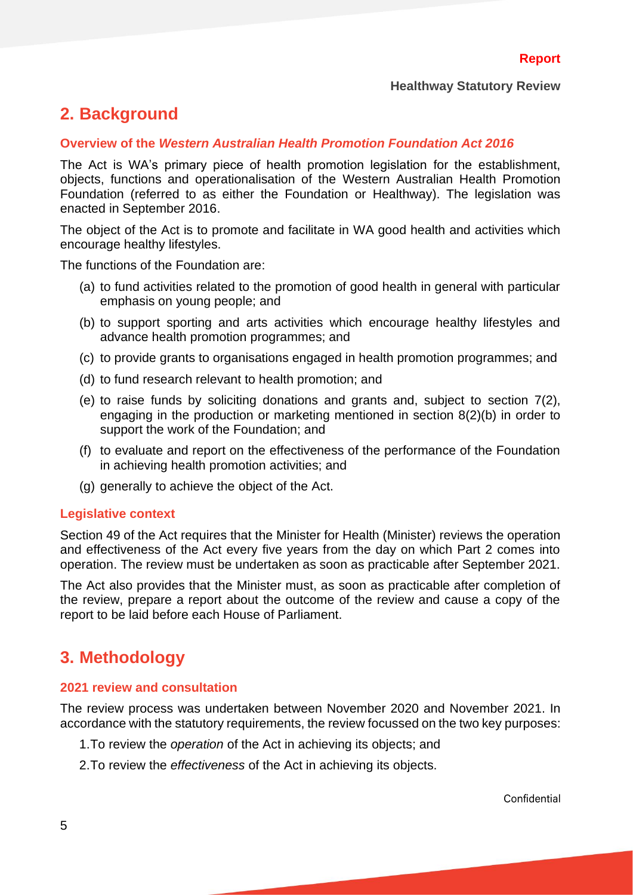## 2. Background

### Overview of the *Western Australian Health Promotion Foundation Act 2016*

The Act is WA's primary piece of health promotion legislation for the establishment, objects, functions and operationalisation of the Western Australian Health Promotion Foundation (referred to as either the Foundation or Healthway). The legislation was enacted in September 2016.

The object of the Act is to promote and facilitate in WA good health and activities which encourage healthy lifestyles.

The functions of the Foundation are:

(a) to fund activities related to the promotion of good health in general with particular emphasis on young people; and

(b) to support sporting and arts activities which encourage healthy lifestyles and advance health promotion programmes; and

(c) to provide grants to organisations engaged in health promotion programmes; and

(d) to fund research relevant to health promotion; and

(e) to raise funds by soliciting donations and grants and, subject to section 7(2), engaging in the production or marketing mentioned in section 8(2)(b) in order to support the work of the Foundation; and

(f) to evaluate and report on the effectiveness of the performance of the Foundation in achieving health promotion activities; and

(g) generally to achieve the object of the Act.

### Legislative context

Section 49 of the Act requires that the Minister for Health (Minister) reviews the operation and effectiveness of the Act every five years from the day on which Part 2 comes into operation. The review must be undertaken as soon as practicable after September 2021.

The Act also provides that the Minister must, as soon as practicable after completion of the review, prepare a report about the outcome of the review and cause a copy of the report to be laid before each House of Parliament.

## 3. Methodology

### 2021 review and consultation

The review process was undertaken between November 2020 and November 2021. In accordance with the statutory requirements, the review focussed on the two key purposes:

1. To review the *operation* of the Act in achieving its objects; and
2. To review the *effectiveness* of the Act in achieving its objects.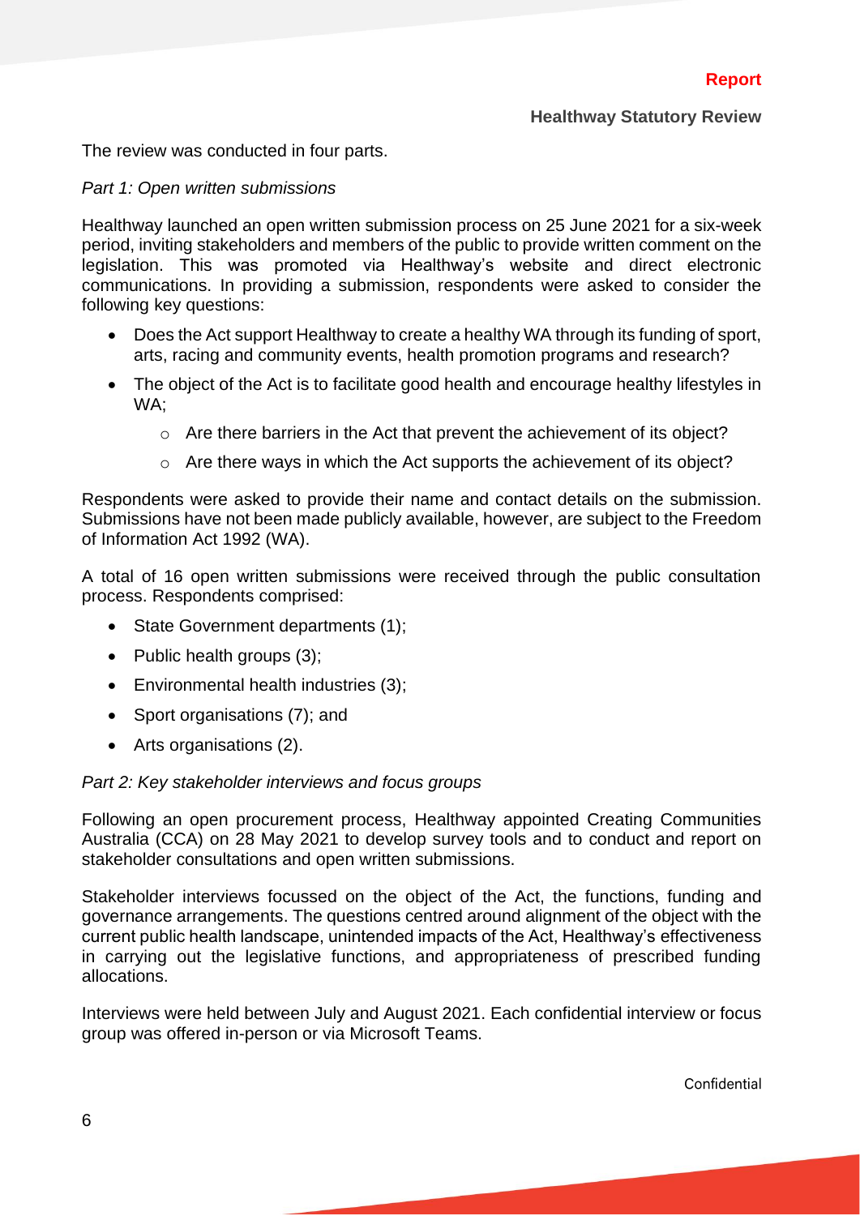The review was conducted in four parts.

*Part 1: Open written submissions*

Healthway launched an open written submission process on 25 June 2021 for a six-week period, inviting stakeholders and members of the public to provide written comment on the legislation. This was promoted via Healthway's website and direct electronic communications. In providing a submission, respondents were asked to consider the following key questions:

- Does the Act support Healthway to create a healthy WA through its funding of sport, arts, racing and community events, health promotion programs and research?
- The object of the Act is to facilitate good health and encourage healthy lifestyles in WA;
  - Are there barriers in the Act that prevent the achievement of its object?
  - Are there ways in which the Act supports the achievement of its object?

Respondents were asked to provide their name and contact details on the submission. Submissions have not been made publicly available, however, are subject to the Freedom of Information Act 1992 (WA).

A total of 16 open written submissions were received through the public consultation process. Respondents comprised:

- State Government departments (1);
- Public health groups (3);
- Environmental health industries (3);
- Sport organisations (7); and
- Arts organisations (2).

*Part 2: Key stakeholder interviews and focus groups*

Following an open procurement process, Healthway appointed Creating Communities Australia (CCA) on 28 May 2021 to develop survey tools and to conduct and report on stakeholder consultations and open written submissions.

Stakeholder interviews focussed on the object of the Act, the functions, funding and governance arrangements. The questions centred around alignment of the object with the current public health landscape, unintended impacts of the Act, Healthway's effectiveness in carrying out the legislative functions, and appropriateness of prescribed funding allocations.

Interviews were held between July and August 2021. Each confidential interview or focus group was offered in-person or via Microsoft Teams.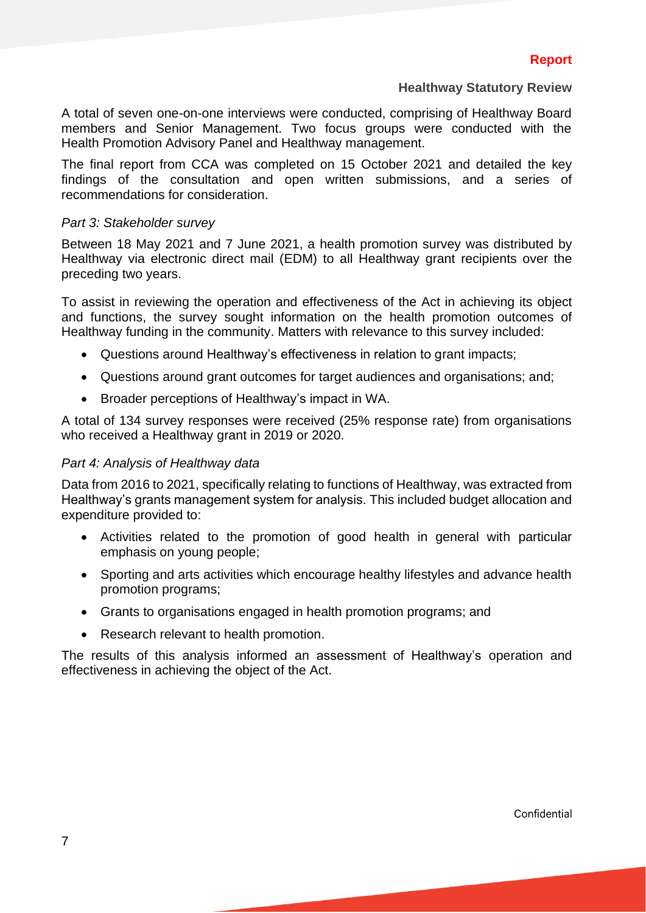A total of seven one-on-one interviews were conducted, comprising of Healthway Board members and Senior Management. Two focus groups were conducted with the Health Promotion Advisory Panel and Healthway management.

The final report from CCA was completed on 15 October 2021 and detailed the key findings of the consultation and open written submissions, and a series of recommendations for consideration.

*Part 3: Stakeholder survey*

Between 18 May 2021 and 7 June 2021, a health promotion survey was distributed by Healthway via electronic direct mail (EDM) to all Healthway grant recipients over the preceding two years.

To assist in reviewing the operation and effectiveness of the Act in achieving its object and functions, the survey sought information on the health promotion outcomes of Healthway funding in the community. Matters with relevance to this survey included:

- Questions around Healthway's effectiveness in relation to grant impacts;
- Questions around grant outcomes for target audiences and organisations; and;
- Broader perceptions of Healthway's impact in WA.

A total of 134 survey responses were received (25% response rate) from organisations who received a Healthway grant in 2019 or 2020.

*Part 4: Analysis of Healthway data*

Data from 2016 to 2021, specifically relating to functions of Healthway, was extracted from Healthway's grants management system for analysis. This included budget allocation and expenditure provided to:

- Activities related to the promotion of good health in general with particular emphasis on young people;
- Sporting and arts activities which encourage healthy lifestyles and advance health promotion programs;
- Grants to organisations engaged in health promotion programs; and
- Research relevant to health promotion.

The results of this analysis informed an assessment of Healthway's operation and effectiveness in achieving the object of the Act.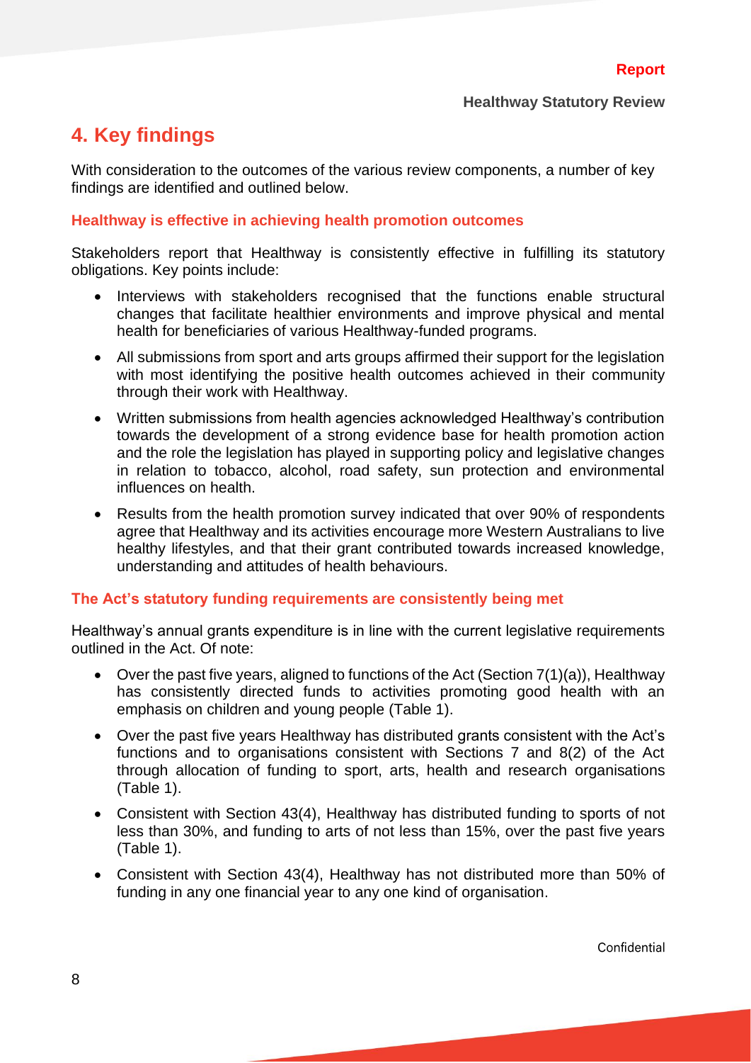## 4. Key findings

With consideration to the outcomes of the various review components, a number of key findings are identified and outlined below.

### Healthway is effective in achieving health promotion outcomes

Stakeholders report that Healthway is consistently effective in fulfilling its statutory obligations. Key points include:

- Interviews with stakeholders recognised that the functions enable structural changes that facilitate healthier environments and improve physical and mental health for beneficiaries of various Healthway-funded programs.
- All submissions from sport and arts groups affirmed their support for the legislation with most identifying the positive health outcomes achieved in their community through their work with Healthway.
- Written submissions from health agencies acknowledged Healthway's contribution towards the development of a strong evidence base for health promotion action and the role the legislation has played in supporting policy and legislative changes in relation to tobacco, alcohol, road safety, sun protection and environmental influences on health.
- Results from the health promotion survey indicated that over 90% of respondents agree that Healthway and its activities encourage more Western Australians to live healthy lifestyles, and that their grant contributed towards increased knowledge, understanding and attitudes of health behaviours.

### The Act's statutory funding requirements are consistently being met

Healthway's annual grants expenditure is in line with the current legislative requirements outlined in the Act. Of note:

- Over the past five years, aligned to functions of the Act (Section 7(1)(a)), Healthway has consistently directed funds to activities promoting good health with an emphasis on children and young people (Table 1).
- Over the past five years Healthway has distributed grants consistent with the Act's functions and to organisations consistent with Sections 7 and 8(2) of the Act through allocation of funding to sport, arts, health and research organisations (Table 1).
- Consistent with Section 43(4), Healthway has distributed funding to sports of not less than 30%, and funding to arts of not less than 15%, over the past five years (Table 1).
- Consistent with Section 43(4), Healthway has not distributed more than 50% of funding in any one financial year to any one kind of organisation.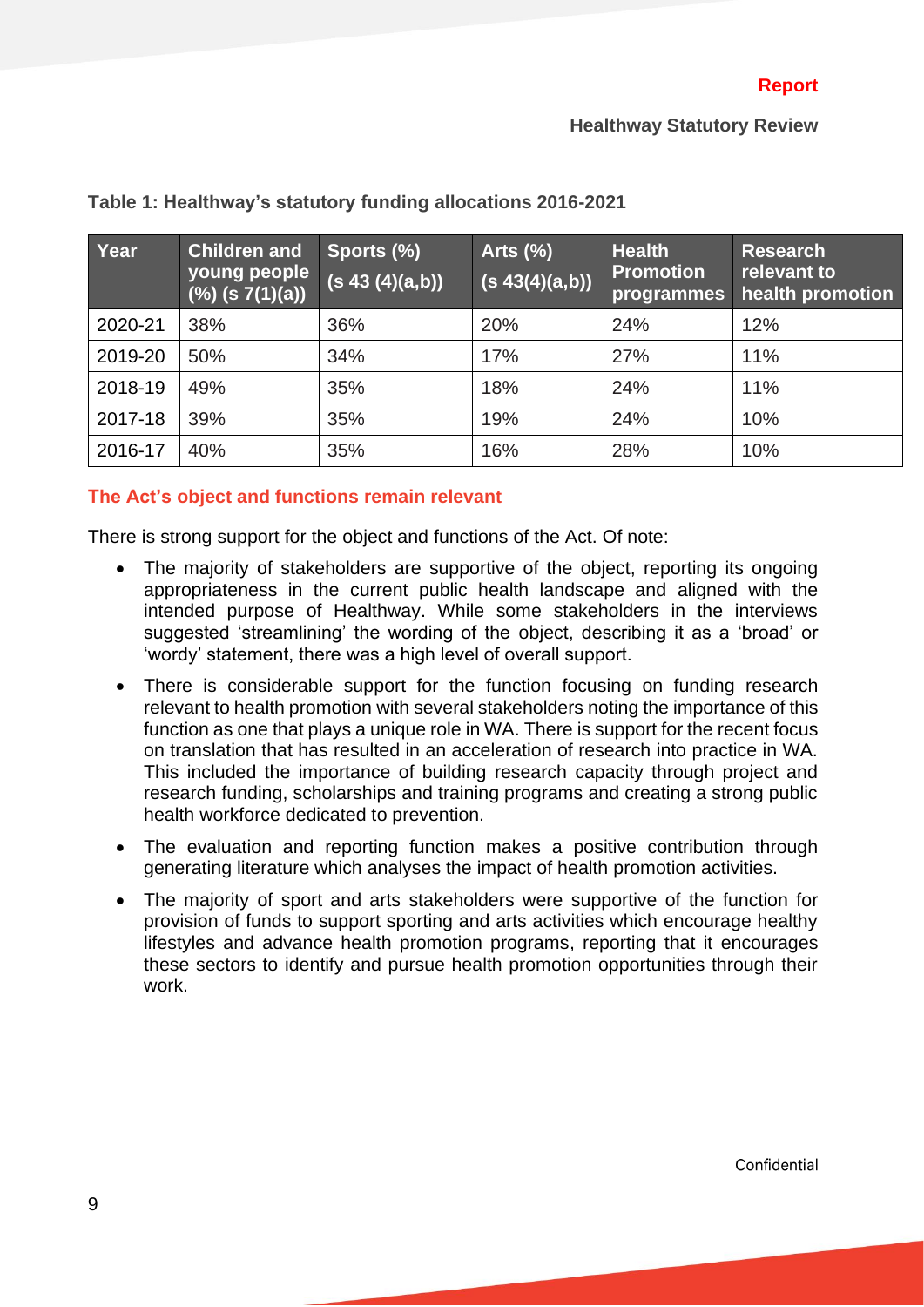**Table 1: Healthway's statutory funding allocations 2016-2021**

| Year | Children and young people (%) (s 7(1)(a)) | Sports (%) (s 43 (4)(a,b)) | Arts (%) (s 43(4)(a,b)) | Health Promotion programmes | Research relevant to health promotion |
|---|---|---|---|---|---|
| 2020-21 | 38% | 36% | 20% | 24% | 12% |
| 2019-20 | 50% | 34% | 17% | 27% | 11% |
| 2018-19 | 49% | 35% | 18% | 24% | 11% |
| 2017-18 | 39% | 35% | 19% | 24% | 10% |
| 2016-17 | 40% | 35% | 16% | 28% | 10% |

### The Act's object and functions remain relevant

There is strong support for the object and functions of the Act. Of note:

- The majority of stakeholders are supportive of the object, reporting its ongoing appropriateness in the current public health landscape and aligned with the intended purpose of Healthway. While some stakeholders in the interviews suggested 'streamlining' the wording of the object, describing it as a 'broad' or 'wordy' statement, there was a high level of overall support.
- There is considerable support for the function focusing on funding research relevant to health promotion with several stakeholders noting the importance of this function as one that plays a unique role in WA. There is support for the recent focus on translation that has resulted in an acceleration of research into practice in WA. This included the importance of building research capacity through project and research funding, scholarships and training programs and creating a strong public health workforce dedicated to prevention.
- The evaluation and reporting function makes a positive contribution through generating literature which analyses the impact of health promotion activities.
- The majority of sport and arts stakeholders were supportive of the function for provision of funds to support sporting and arts activities which encourage healthy lifestyles and advance health promotion programs, reporting that it encourages these sectors to identify and pursue health promotion opportunities through their work.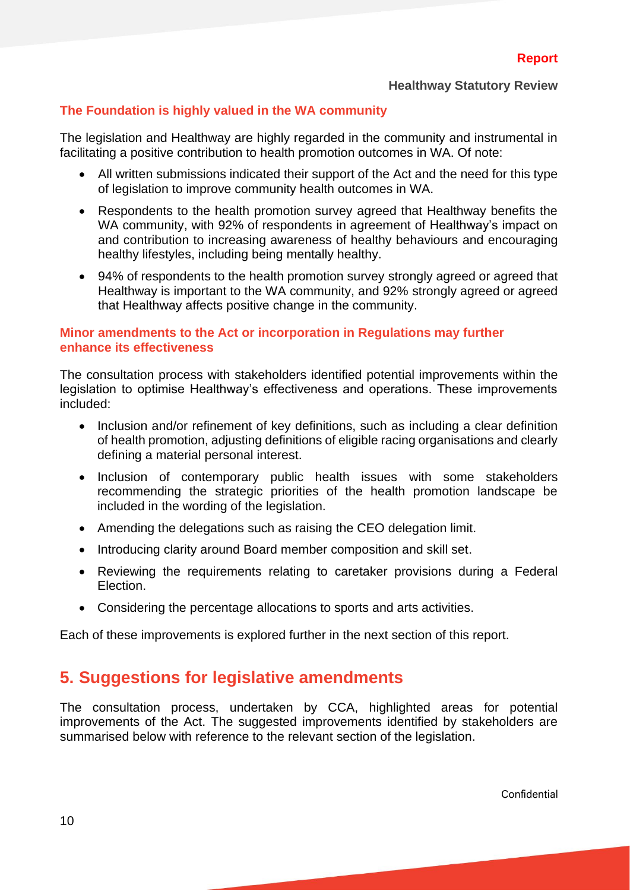### The Foundation is highly valued in the WA community

The legislation and Healthway are highly regarded in the community and instrumental in facilitating a positive contribution to health promotion outcomes in WA. Of note:

- All written submissions indicated their support of the Act and the need for this type of legislation to improve community health outcomes in WA.
- Respondents to the health promotion survey agreed that Healthway benefits the WA community, with 92% of respondents in agreement of Healthway's impact on and contribution to increasing awareness of healthy behaviours and encouraging healthy lifestyles, including being mentally healthy.
- 94% of respondents to the health promotion survey strongly agreed or agreed that Healthway is important to the WA community, and 92% strongly agreed or agreed that Healthway affects positive change in the community.

### Minor amendments to the Act or incorporation in Regulations may further enhance its effectiveness

The consultation process with stakeholders identified potential improvements within the legislation to optimise Healthway's effectiveness and operations. These improvements included:

- Inclusion and/or refinement of key definitions, such as including a clear definition of health promotion, adjusting definitions of eligible racing organisations and clearly defining a material personal interest.
- Inclusion of contemporary public health issues with some stakeholders recommending the strategic priorities of the health promotion landscape be included in the wording of the legislation.
- Amending the delegations such as raising the CEO delegation limit.
- Introducing clarity around Board member composition and skill set.
- Reviewing the requirements relating to caretaker provisions during a Federal Election.
- Considering the percentage allocations to sports and arts activities.

Each of these improvements is explored further in the next section of this report.

## 5. Suggestions for legislative amendments

The consultation process, undertaken by CCA, highlighted areas for potential improvements of the Act. The suggested improvements identified by stakeholders are summarised below with reference to the relevant section of the legislation.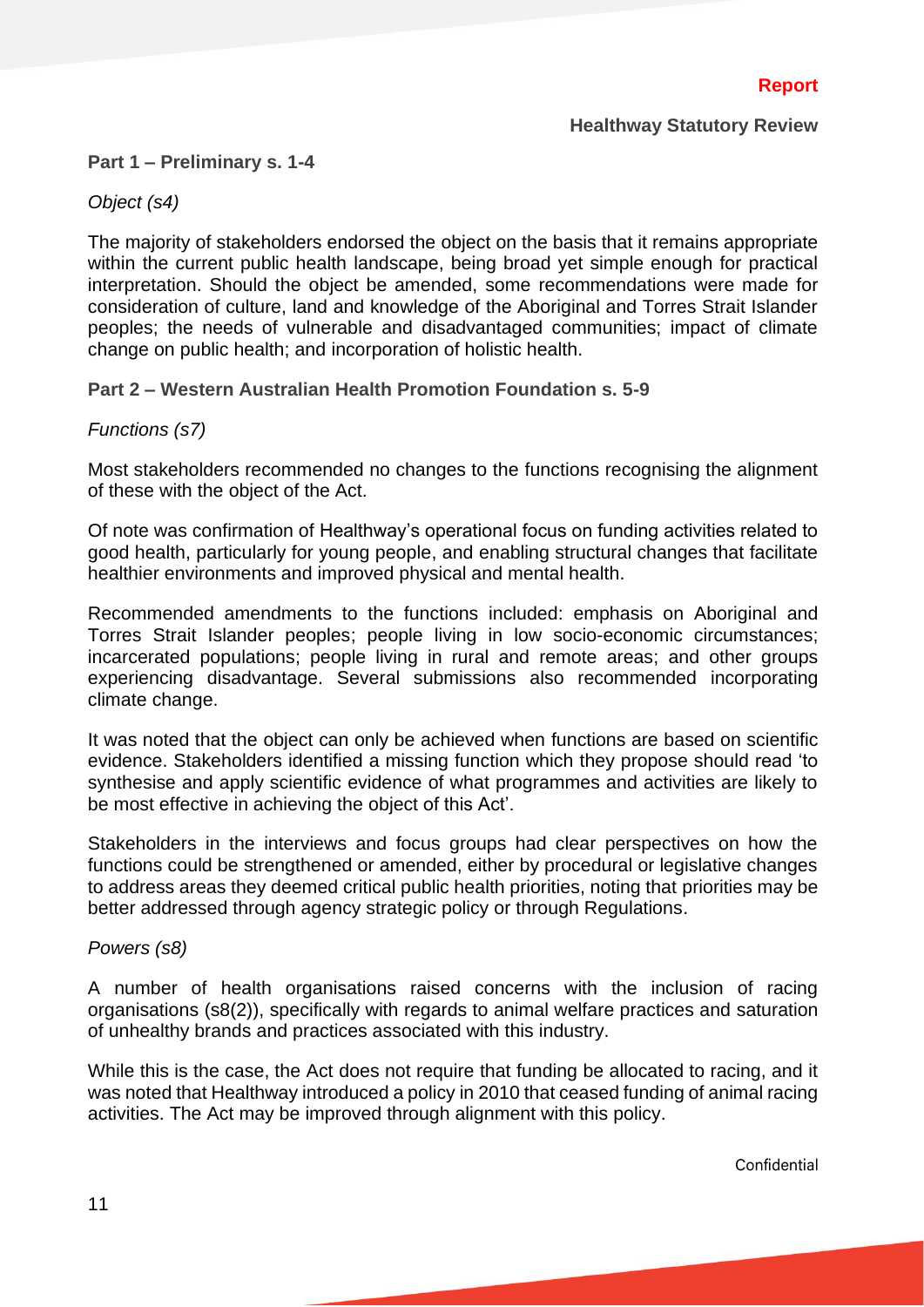**Part 1 – Preliminary s. 1-4**

*Object (s4)*

The majority of stakeholders endorsed the object on the basis that it remains appropriate within the current public health landscape, being broad yet simple enough for practical interpretation. Should the object be amended, some recommendations were made for consideration of culture, land and knowledge of the Aboriginal and Torres Strait Islander peoples; the needs of vulnerable and disadvantaged communities; impact of climate change on public health; and incorporation of holistic health.

**Part 2 – Western Australian Health Promotion Foundation s. 5-9**

*Functions (s7)*

Most stakeholders recommended no changes to the functions recognising the alignment of these with the object of the Act.

Of note was confirmation of Healthway's operational focus on funding activities related to good health, particularly for young people, and enabling structural changes that facilitate healthier environments and improved physical and mental health.

Recommended amendments to the functions included: emphasis on Aboriginal and Torres Strait Islander peoples; people living in low socio-economic circumstances; incarcerated populations; people living in rural and remote areas; and other groups experiencing disadvantage. Several submissions also recommended incorporating climate change.

It was noted that the object can only be achieved when functions are based on scientific evidence. Stakeholders identified a missing function which they propose should read 'to synthesise and apply scientific evidence of what programmes and activities are likely to be most effective in achieving the object of this Act'.

Stakeholders in the interviews and focus groups had clear perspectives on how the functions could be strengthened or amended, either by procedural or legislative changes to address areas they deemed critical public health priorities, noting that priorities may be better addressed through agency strategic policy or through Regulations.

*Powers (s8)*

A number of health organisations raised concerns with the inclusion of racing organisations (s8(2)), specifically with regards to animal welfare practices and saturation of unhealthy brands and practices associated with this industry.

While this is the case, the Act does not require that funding be allocated to racing, and it was noted that Healthway introduced a policy in 2010 that ceased funding of animal racing activities. The Act may be improved through alignment with this policy.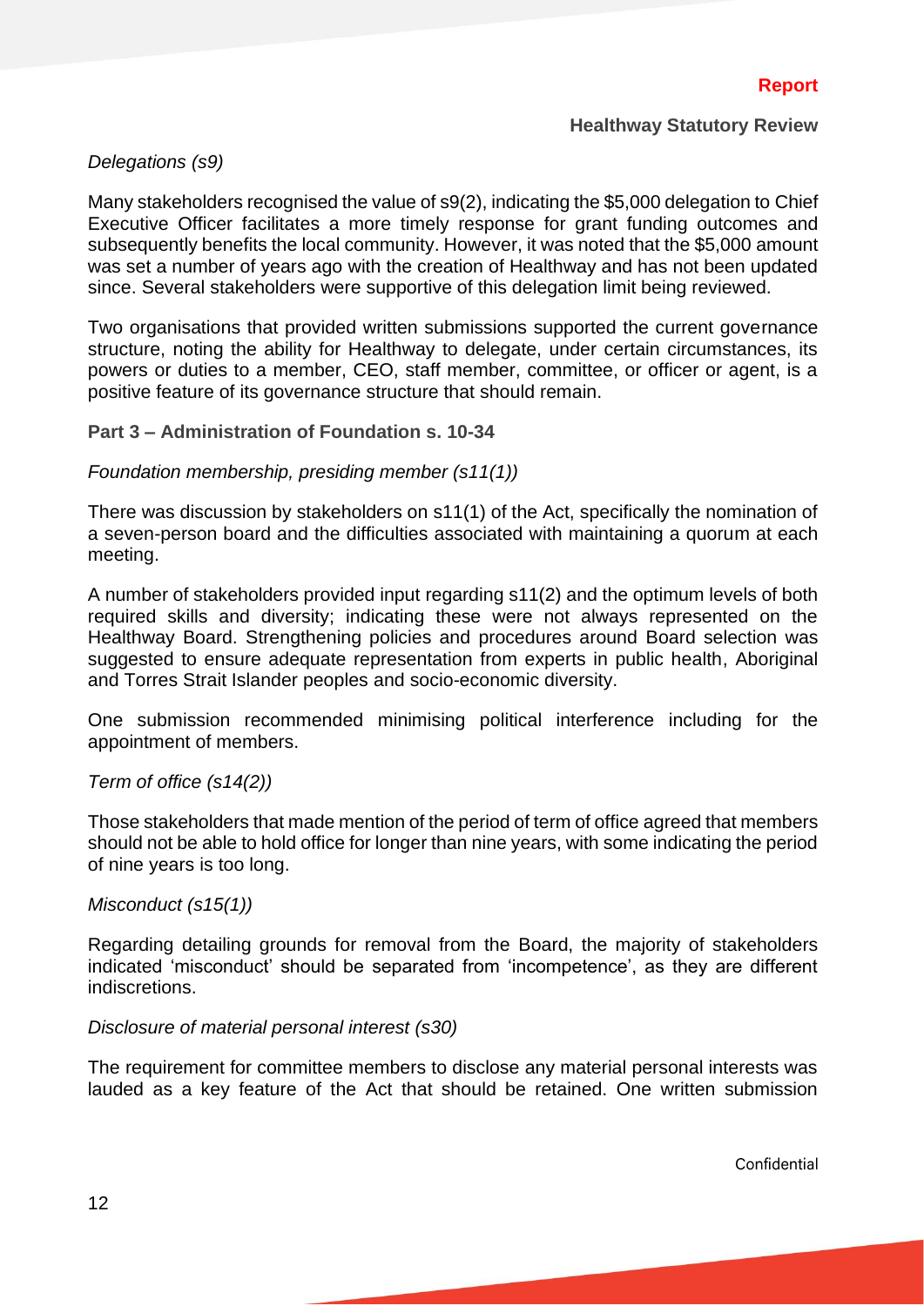*Delegations (s9)*

Many stakeholders recognised the value of s9(2), indicating the $5,000 delegation to Chief Executive Officer facilitates a more timely response for grant funding outcomes and subsequently benefits the local community. However, it was noted that the $5,000 amount was set a number of years ago with the creation of Healthway and has not been updated since. Several stakeholders were supportive of this delegation limit being reviewed.

Two organisations that provided written submissions supported the current governance structure, noting the ability for Healthway to delegate, under certain circumstances, its powers or duties to a member, CEO, staff member, committee, or officer or agent, is a positive feature of its governance structure that should remain.

**Part 3 – Administration of Foundation s. 10-34**

*Foundation membership, presiding member (s11(1))*

There was discussion by stakeholders on s11(1) of the Act, specifically the nomination of a seven-person board and the difficulties associated with maintaining a quorum at each meeting.

A number of stakeholders provided input regarding s11(2) and the optimum levels of both required skills and diversity; indicating these were not always represented on the Healthway Board. Strengthening policies and procedures around Board selection was suggested to ensure adequate representation from experts in public health, Aboriginal and Torres Strait Islander peoples and socio-economic diversity.

One submission recommended minimising political interference including for the appointment of members.

*Term of office (s14(2))*

Those stakeholders that made mention of the period of term of office agreed that members should not be able to hold office for longer than nine years, with some indicating the period of nine years is too long.

*Misconduct (s15(1))*

Regarding detailing grounds for removal from the Board, the majority of stakeholders indicated 'misconduct' should be separated from 'incompetence', as they are different indiscretions.

*Disclosure of material personal interest (s30)*

The requirement for committee members to disclose any material personal interests was lauded as a key feature of the Act that should be retained. One written submission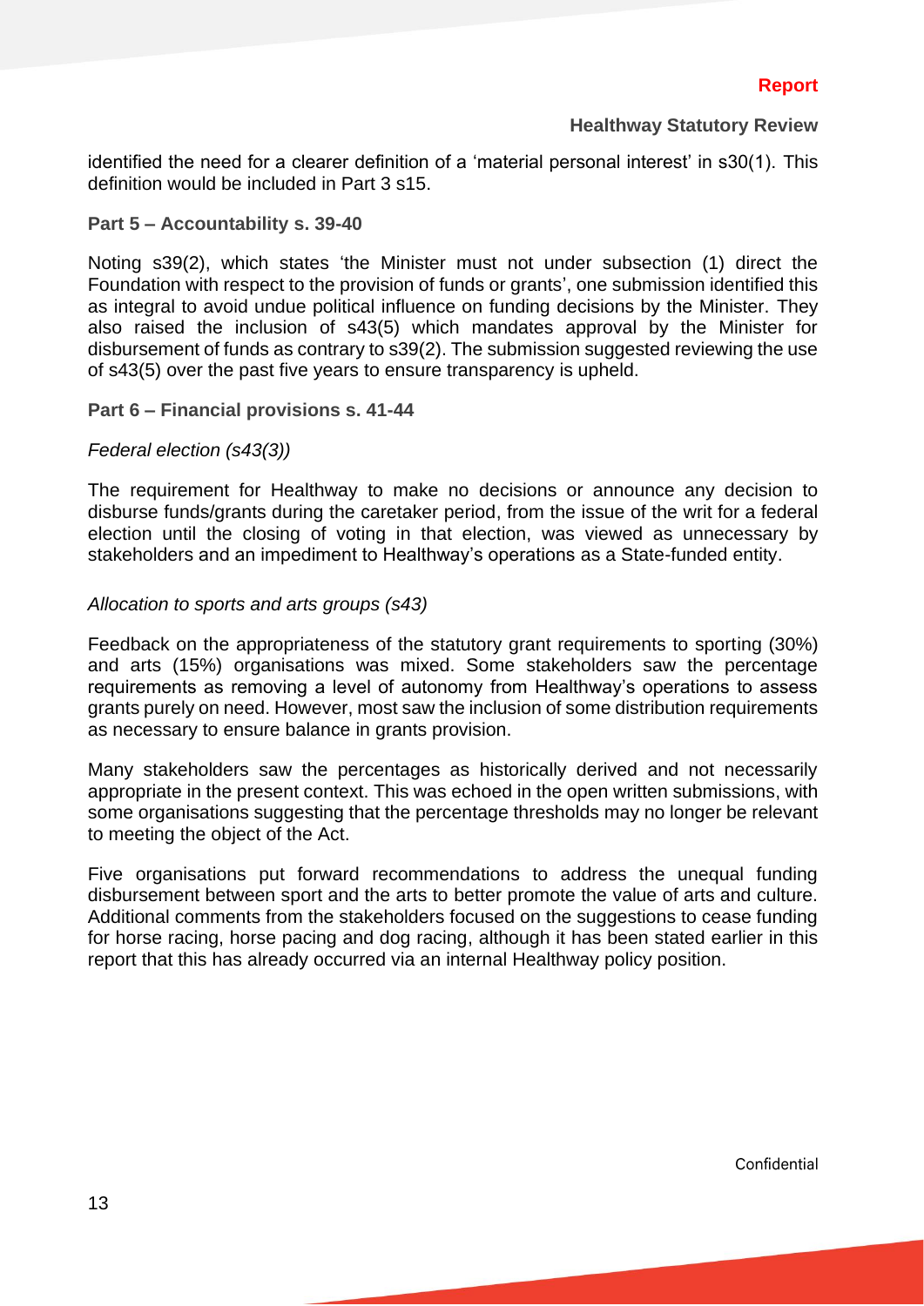identified the need for a clearer definition of a 'material personal interest' in s30(1). This definition would be included in Part 3 s15.

**Part 5 – Accountability s. 39-40**

Noting s39(2), which states 'the Minister must not under subsection (1) direct the Foundation with respect to the provision of funds or grants', one submission identified this as integral to avoid undue political influence on funding decisions by the Minister. They also raised the inclusion of s43(5) which mandates approval by the Minister for disbursement of funds as contrary to s39(2). The submission suggested reviewing the use of s43(5) over the past five years to ensure transparency is upheld.

**Part 6 – Financial provisions s. 41-44**

*Federal election (s43(3))*

The requirement for Healthway to make no decisions or announce any decision to disburse funds/grants during the caretaker period, from the issue of the writ for a federal election until the closing of voting in that election, was viewed as unnecessary by stakeholders and an impediment to Healthway's operations as a State-funded entity.

*Allocation to sports and arts groups (s43)*

Feedback on the appropriateness of the statutory grant requirements to sporting (30%) and arts (15%) organisations was mixed. Some stakeholders saw the percentage requirements as removing a level of autonomy from Healthway's operations to assess grants purely on need. However, most saw the inclusion of some distribution requirements as necessary to ensure balance in grants provision.

Many stakeholders saw the percentages as historically derived and not necessarily appropriate in the present context. This was echoed in the open written submissions, with some organisations suggesting that the percentage thresholds may no longer be relevant to meeting the object of the Act.

Five organisations put forward recommendations to address the unequal funding disbursement between sport and the arts to better promote the value of arts and culture. Additional comments from the stakeholders focused on the suggestions to cease funding for horse racing, horse pacing and dog racing, although it has been stated earlier in this report that this has already occurred via an internal Healthway policy position.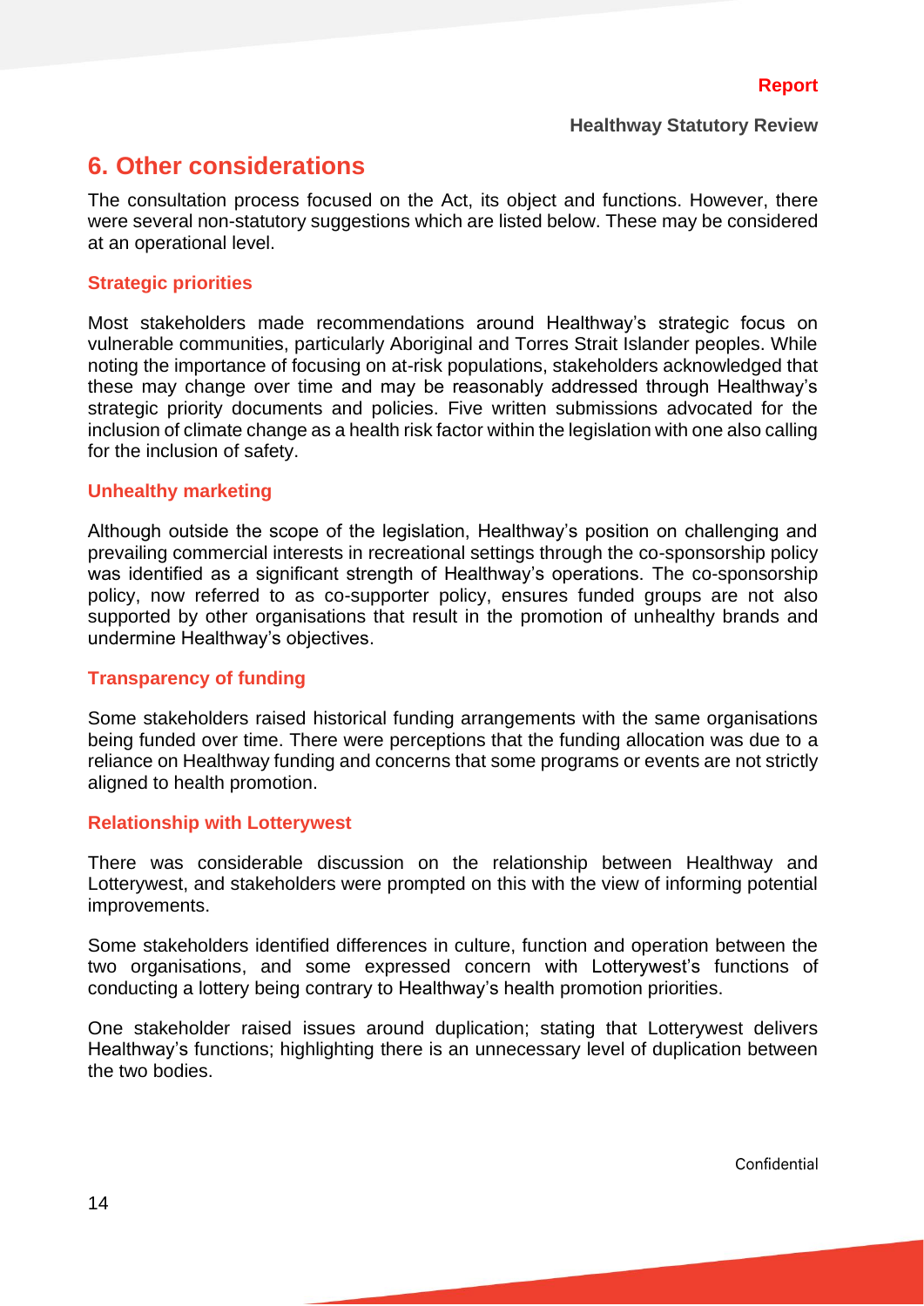## 6. Other considerations

The consultation process focused on the Act, its object and functions. However, there were several non-statutory suggestions which are listed below. These may be considered at an operational level.

### Strategic priorities

Most stakeholders made recommendations around Healthway's strategic focus on vulnerable communities, particularly Aboriginal and Torres Strait Islander peoples. While noting the importance of focusing on at-risk populations, stakeholders acknowledged that these may change over time and may be reasonably addressed through Healthway's strategic priority documents and policies. Five written submissions advocated for the inclusion of climate change as a health risk factor within the legislation with one also calling for the inclusion of safety.

### Unhealthy marketing

Although outside the scope of the legislation, Healthway's position on challenging and prevailing commercial interests in recreational settings through the co-sponsorship policy was identified as a significant strength of Healthway's operations. The co-sponsorship policy, now referred to as co-supporter policy, ensures funded groups are not also supported by other organisations that result in the promotion of unhealthy brands and undermine Healthway's objectives.

### Transparency of funding

Some stakeholders raised historical funding arrangements with the same organisations being funded over time. There were perceptions that the funding allocation was due to a reliance on Healthway funding and concerns that some programs or events are not strictly aligned to health promotion.

### Relationship with Lotterywest

There was considerable discussion on the relationship between Healthway and Lotterywest, and stakeholders were prompted on this with the view of informing potential improvements.

Some stakeholders identified differences in culture, function and operation between the two organisations, and some expressed concern with Lotterywest's functions of conducting a lottery being contrary to Healthway's health promotion priorities.

One stakeholder raised issues around duplication; stating that Lotterywest delivers Healthway's functions; highlighting there is an unnecessary level of duplication between the two bodies.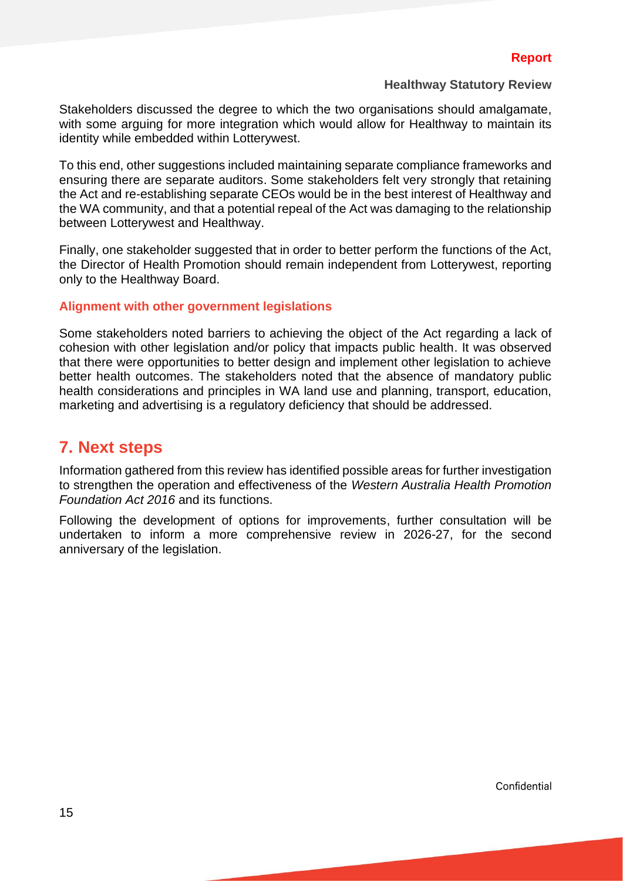Stakeholders discussed the degree to which the two organisations should amalgamate, with some arguing for more integration which would allow for Healthway to maintain its identity while embedded within Lotterywest.

To this end, other suggestions included maintaining separate compliance frameworks and ensuring there are separate auditors. Some stakeholders felt very strongly that retaining the Act and re-establishing separate CEOs would be in the best interest of Healthway and the WA community, and that a potential repeal of the Act was damaging to the relationship between Lotterywest and Healthway.

Finally, one stakeholder suggested that in order to better perform the functions of the Act, the Director of Health Promotion should remain independent from Lotterywest, reporting only to the Healthway Board.

### Alignment with other government legislations

Some stakeholders noted barriers to achieving the object of the Act regarding a lack of cohesion with other legislation and/or policy that impacts public health. It was observed that there were opportunities to better design and implement other legislation to achieve better health outcomes. The stakeholders noted that the absence of mandatory public health considerations and principles in WA land use and planning, transport, education, marketing and advertising is a regulatory deficiency that should be addressed.

## 7. Next steps

Information gathered from this review has identified possible areas for further investigation to strengthen the operation and effectiveness of the *Western Australia Health Promotion Foundation Act 2016* and its functions.

Following the development of options for improvements, further consultation will be undertaken to inform a more comprehensive review in 2026-27, for the second anniversary of the legislation.